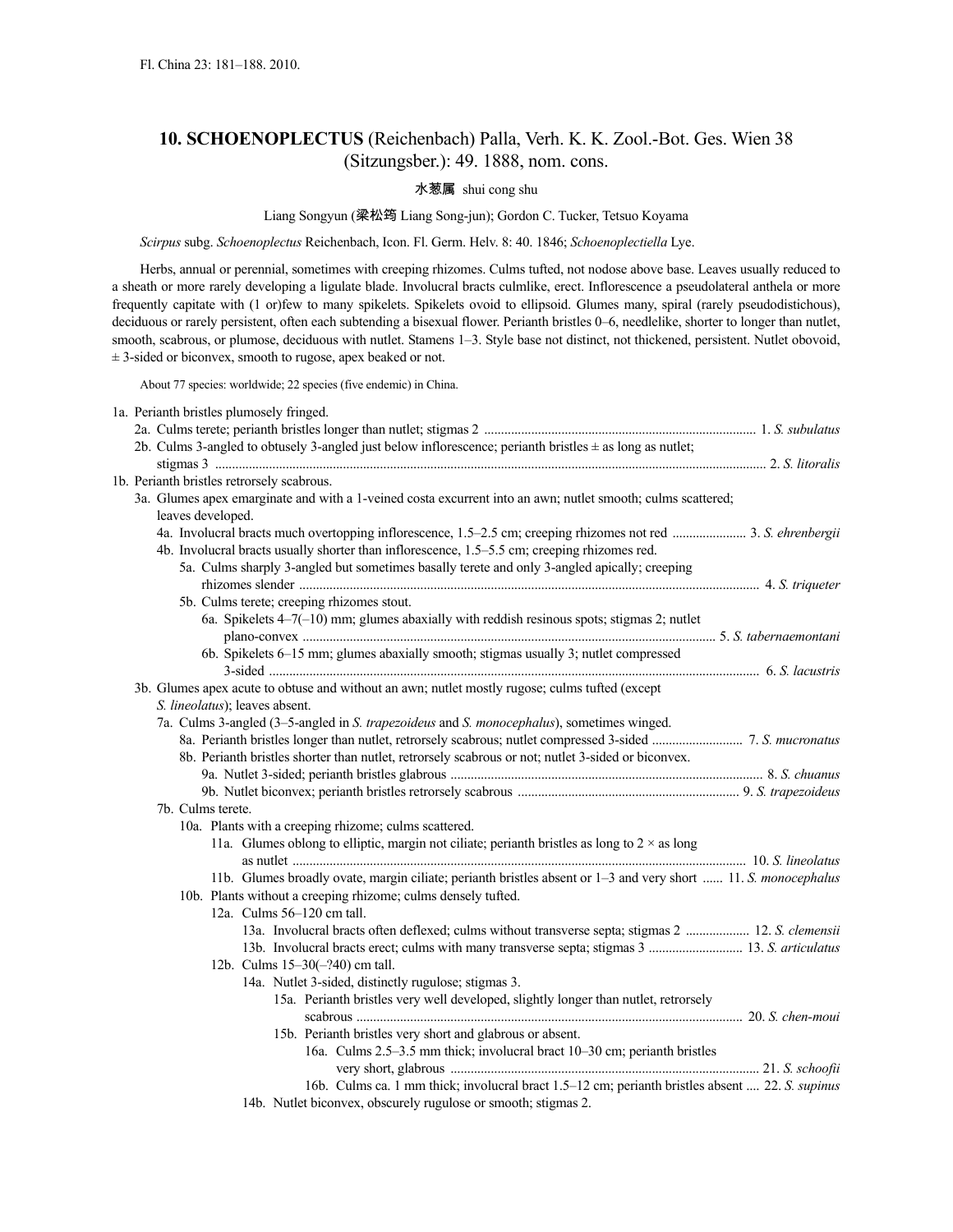# 10. SCHOENOPLECTUS (Reichenbach) Palla, Verh. K. K. Zool.-Bot. Ges. Wien 38 (Sitzungsber.): 49. 1888, nom. cons.

水葱属 shui cong shu

Liang Songyun (梁松筠 Liang Song-jun); Gordon C. Tucker, Tetsuo Koyama

*Scirpus* subg. *Schoenoplectus* Reichenbach, Icon. Fl. Germ. Helv. 8: 40. 1846; *Schoenoplectiella* Lye.

Herbs, annual or perennial, sometimes with creeping rhizomes. Culms tufted, not nodose above base. Leaves usually reduced to a sheath or more rarely developing a ligulate blade. Involucral bracts culmlike, erect. Inflorescence a pseudolateral anthela or more frequently capitate with (1 or)few to many spikelets. Spikelets ovoid to ellipsoid. Glumes many, spiral (rarely pseudodistichous), deciduous or rarely persistent, often each subtending a bisexual flower. Perianth bristles 0–6, needlelike, shorter to longer than nutlet, smooth, scabrous, or plumose, deciduous with nutlet. Stamens 1–3. Style base not distinct, not thickened, persistent. Nutlet obovoid, ± 3-sided or biconvex, smooth to rugose, apex beaked or not.

About 77 species: worldwide; 22 species (five endemic) in China.

1a. Perianth bristles plumosely fringed.
  2a. Culms terete; perianth bristles longer than nutlet; stigmas 2 .......... 1. *S. subulatus*
  2b. Culms 3-angled to obtusely 3-angled just below inflorescence; perianth bristles ± as long as nutlet; stigmas 3 .......... 2. *S. litoralis*
1b. Perianth bristles retrorsely scabrous.
  3a. Glumes apex emarginate and with a 1-veined costa excurrent into an awn; nutlet smooth; culms scattered; leaves developed.
    4a. Involucral bracts much overtopping inflorescence, 1.5–2.5 cm; creeping rhizomes not red .......... 3. *S. ehrenbergii*
    4b. Involucral bracts usually shorter than inflorescence, 1.5–5.5 cm; creeping rhizomes red.
      5a. Culms sharply 3-angled but sometimes basally terete and only 3-angled apically; creeping rhizomes slender .......... 4. *S. triqueter*
      5b. Culms terete; creeping rhizomes stout.
        6a. Spikelets 4–7(–10) mm; glumes abaxially with reddish resinous spots; stigmas 2; nutlet plano-convex .......... 5. *S. tabernaemontani*
        6b. Spikelets 6–15 mm; glumes abaxially smooth; stigmas usually 3; nutlet compressed 3-sided .......... 6. *S. lacustris*
  3b. Glumes apex acute to obtuse and without an awn; nutlet mostly rugose; culms tufted (except *S. lineolatus*); leaves absent.
    7a. Culms 3-angled (3–5-angled in *S. trapezoideus* and *S. monocephalus*), sometimes winged.
      8a. Perianth bristles longer than nutlet, retrorsely scabrous; nutlet compressed 3-sided .......... 7. *S. mucronatus*
      8b. Perianth bristles shorter than nutlet, retrorsely scabrous or not; nutlet 3-sided or biconvex.
        9a. Nutlet 3-sided; perianth bristles glabrous .......... 8. *S. chuanus*
        9b. Nutlet biconvex; perianth bristles retrorsely scabrous .......... 9. *S. trapezoideus*
    7b. Culms terete.
      10a. Plants with a creeping rhizome; culms scattered.
        11a. Glumes oblong to elliptic, margin not ciliate; perianth bristles as long to 2 × as long as nutlet .......... 10. *S. lineolatus*
        11b. Glumes broadly ovate, margin ciliate; perianth bristles absent or 1–3 and very short .......... 11. *S. monocephalus*
      10b. Plants without a creeping rhizome; culms densely tufted.
        12a. Culms 56–120 cm tall.
          13a. Involucral bracts often deflexed; culms without transverse septa; stigmas 2 .......... 12. *S. clemensii*
          13b. Involucral bracts erect; culms with many transverse septa; stigmas 3 .......... 13. *S. articulatus*
        12b. Culms 15–30(–?40) cm tall.
          14a. Nutlet 3-sided, distinctly rugulose; stigmas 3.
            15a. Perianth bristles very well developed, slightly longer than nutlet, retrorsely scabrous .......... 20. *S. chen-moui*
            15b. Perianth bristles very short and glabrous or absent.
              16a. Culms 2.5–3.5 mm thick; involucral bract 10–30 cm; perianth bristles very short, glabrous .......... 21. *S. schoofii*
              16b. Culms ca. 1 mm thick; involucral bract 1.5–12 cm; perianth bristles absent .... 22. *S. supinus*
          14b. Nutlet biconvex, obscurely rugulose or smooth; stigmas 2.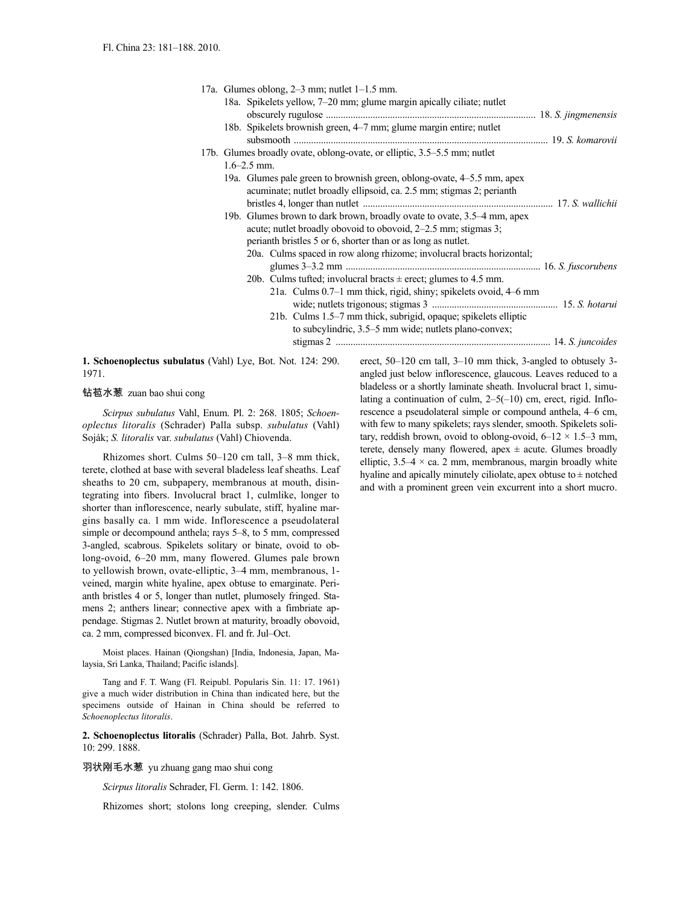17a. Glumes oblong, 2–3 mm; nutlet 1–1.5 mm.
  18a. Spikelets yellow, 7–20 mm; glume margin apically ciliate; nutlet obscurely rugulose .................................................................................... 18. *S. jingmenensis*
  18b. Spikelets brownish green, 4–7 mm; glume margin entire; nutlet subsmooth ...................................................................................................... 19. *S. komarovii*
17b. Glumes broadly ovate, oblong-ovate, or elliptic, 3.5–5.5 mm; nutlet 1.6–2.5 mm.
  19a. Glumes pale green to brownish green, oblong-ovate, 4–5.5 mm, apex acuminate; nutlet broadly ellipsoid, ca. 2.5 mm; stigmas 2; perianth bristles 4, longer than nutlet ........................................................................... 17. *S. wallichii*
  19b. Glumes brown to dark brown, broadly ovate to ovate, 3.5–4 mm, apex acute; nutlet broadly obovoid to obovoid, 2–2.5 mm; stigmas 3; perianth bristles 5 or 6, shorter than or as long as nutlet.
    20a. Culms spaced in row along rhizome; involucral bracts horizontal; glumes 3–3.2 mm ............................................................................ 16. *S. fuscorubens*
    20b. Culms tufted; involucral bracts ± erect; glumes to 4.5 mm.
      21a. Culms 0.7–1 mm thick, rigid, shiny; spikelets ovoid, 4–6 mm wide; nutlets trigonous; stigmas 3 .................................................. 15. *S. hotarui*
      21b. Culms 1.5–7 mm thick, subrigid, opaque; spikelets elliptic to subcylindric, 3.5–5 mm wide; nutlets plano-convex; stigmas 2 ..................................................................................... 14. *S. juncoides*

**1. Schoenoplectus subulatus** (Vahl) Lye, Bot. Not. 124: 290. 1971.

钻苞水葱 zuan bao shui cong

*Scirpus subulatus* Vahl, Enum. Pl. 2: 268. 1805; *Schoenoplectus litoralis* (Schrader) Palla subsp. *subulatus* (Vahl) Soják; *S. litoralis* var. *subulatus* (Vahl) Chiovenda.

Rhizomes short. Culms 50–120 cm tall, 3–8 mm thick, terete, clothed at base with several bladeless leaf sheaths. Leaf sheaths to 20 cm, subpapery, membranous at mouth, disintegrating into fibers. Involucral bract 1, culmlike, longer to shorter than inflorescence, nearly subulate, stiff, hyaline margins basally ca. 1 mm wide. Inflorescence a pseudolateral simple or decompound anthela; rays 5–8, to 5 mm, compressed 3-angled, scabrous. Spikelets solitary or binate, ovoid to oblong-ovoid, 6–20 mm, many flowered. Glumes pale brown to yellowish brown, ovate-elliptic, 3–4 mm, membranous, 1-veined, margin white hyaline, apex obtuse to emarginate. Perianth bristles 4 or 5, longer than nutlet, plumosely fringed. Stamens 2; anthers linear; connective apex with a fimbriate appendage. Stigmas 2. Nutlet brown at maturity, broadly obovoid, ca. 2 mm, compressed biconvex. Fl. and fr. Jul–Oct.

Moist places. Hainan (Qiongshan) [India, Indonesia, Japan, Malaysia, Sri Lanka, Thailand; Pacific islands].

Tang and F. T. Wang (Fl. Reipubl. Popularis Sin. 11: 17. 1961) give a much wider distribution in China than indicated here, but the specimens outside of Hainan in China should be referred to *Schoenoplectus litoralis*.

**2. Schoenoplectus litoralis** (Schrader) Palla, Bot. Jahrb. Syst. 10: 299. 1888.

羽状刚毛水葱 yu zhuang gang mao shui cong

*Scirpus litoralis* Schrader, Fl. Germ. 1: 142. 1806.

Rhizomes short; stolons long creeping, slender. Culms erect, 50–120 cm tall, 3–10 mm thick, 3-angled to obtusely 3-angled just below inflorescence, glaucous. Leaves reduced to a bladeless or a shortly laminate sheath. Involucral bract 1, simulating a continuation of culm, 2–5(–10) cm, erect, rigid. Inflorescence a pseudolateral simple or compound anthela, 4–6 cm, with few to many spikelets; rays slender, smooth. Spikelets solitary, reddish brown, ovoid to oblong-ovoid, 6–12 × 1.5–3 mm, terete, densely many flowered, apex ± acute. Glumes broadly elliptic, 3.5–4 × ca. 2 mm, membranous, margin broadly white hyaline and apically minutely ciliolate, apex obtuse to ± notched and with a prominent green vein excurrent into a short mucro.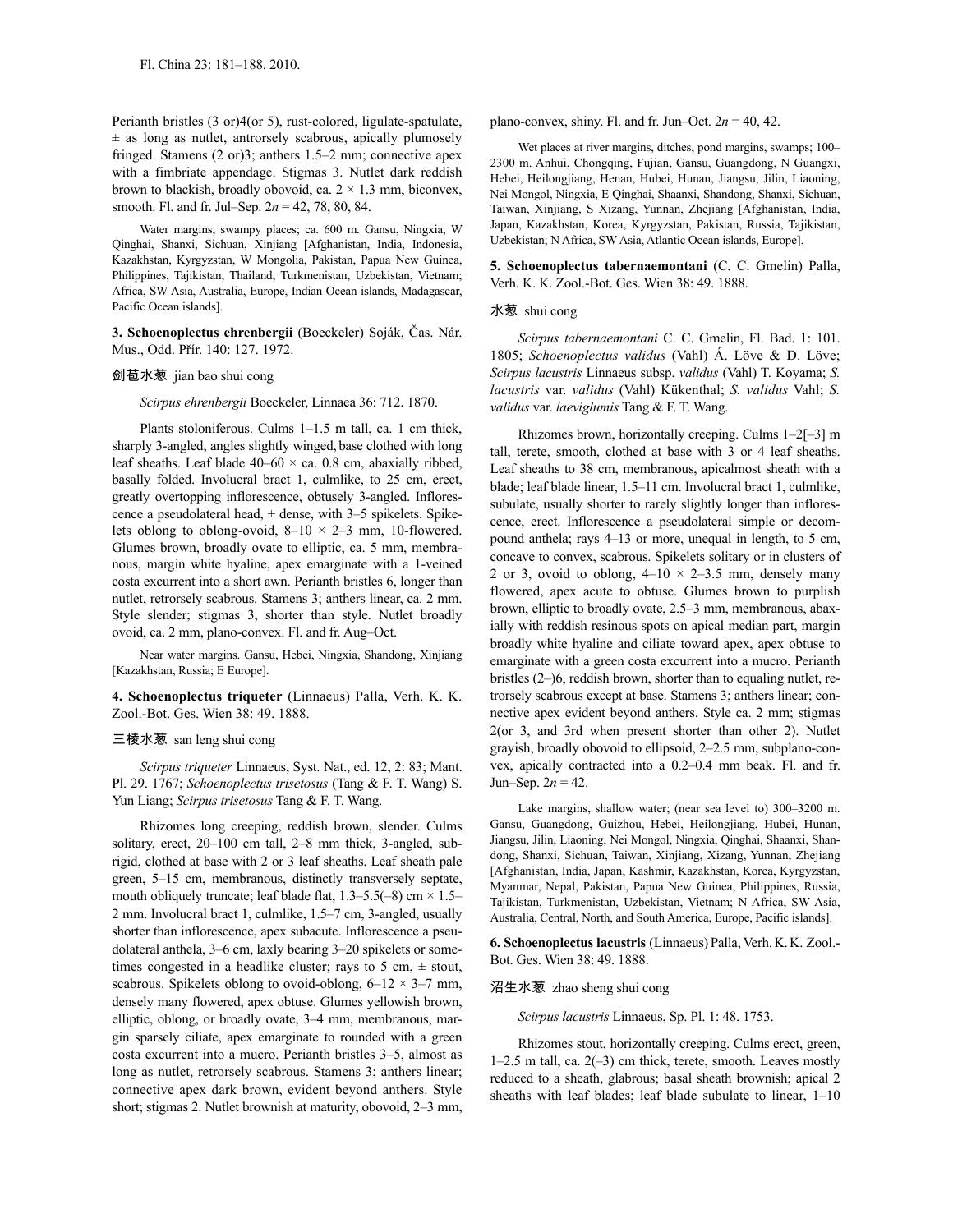Perianth bristles (3 or)4(or 5), rust-colored, ligulate-spatulate, ± as long as nutlet, antrorsely scabrous, apically plumosely fringed. Stamens (2 or)3; anthers 1.5–2 mm; connective apex with a fimbriate appendage. Stigmas 3. Nutlet dark reddish brown to blackish, broadly obovoid, ca. 2 × 1.3 mm, biconvex, smooth. Fl. and fr. Jul–Sep. $2n$ = 42, 78, 80, 84.

Water margins, swampy places; ca. 600 m. Gansu, Ningxia, W Qinghai, Shanxi, Sichuan, Xinjiang [Afghanistan, India, Indonesia, Kazakhstan, Kyrgyzstan, W Mongolia, Pakistan, Papua New Guinea, Philippines, Tajikistan, Thailand, Turkmenistan, Uzbekistan, Vietnam; Africa, SW Asia, Australia, Europe, Indian Ocean islands, Madagascar, Pacific Ocean islands].

**3. Schoenoplectus ehrenbergii** (Boeckeler) Soják, Čas. Nár. Mus., Odd. Přír. 140: 127. 1972.

剑苞水葱 jian bao shui cong

*Scirpus ehrenbergii* Boeckeler, Linnaea 36: 712. 1870.

Plants stoloniferous. Culms 1–1.5 m tall, ca. 1 cm thick, sharply 3-angled, angles slightly winged, base clothed with long leaf sheaths. Leaf blade 40–60 × ca. 0.8 cm, abaxially ribbed, basally folded. Involucral bract 1, culmlike, to 25 cm, erect, greatly overtopping inflorescence, obtusely 3-angled. Inflorescence a pseudolateral head, ± dense, with 3–5 spikelets. Spikelets oblong to oblong-ovoid, 8–10 × 2–3 mm, 10-flowered. Glumes brown, broadly ovate to elliptic, ca. 5 mm, membranous, margin white hyaline, apex emarginate with a 1-veined costa excurrent into a short awn. Perianth bristles 6, longer than nutlet, retrorsely scabrous. Stamens 3; anthers linear, ca. 2 mm. Style slender; stigmas 3, shorter than style. Nutlet broadly ovoid, ca. 2 mm, plano-convex. Fl. and fr. Aug–Oct.

Near water margins. Gansu, Hebei, Ningxia, Shandong, Xinjiang [Kazakhstan, Russia; E Europe].

**4. Schoenoplectus triqueter** (Linnaeus) Palla, Verh. K. K. Zool.-Bot. Ges. Wien 38: 49. 1888.

三棱水葱 san leng shui cong

*Scirpus triqueter* Linnaeus, Syst. Nat., ed. 12, 2: 83; Mant. Pl. 29. 1767; *Schoenoplectus trisetosus* (Tang & F. T. Wang) S. Yun Liang; *Scirpus trisetosus* Tang & F. T. Wang.

Rhizomes long creeping, reddish brown, slender. Culms solitary, erect, 20–100 cm tall, 2–8 mm thick, 3-angled, subrigid, clothed at base with 2 or 3 leaf sheaths. Leaf sheath pale green, 5–15 cm, membranous, distinctly transversely septate, mouth obliquely truncate; leaf blade flat, 1.3–5.5(–8) cm × 1.5–2 mm. Involucral bract 1, culmlike, 1.5–7 cm, 3-angled, usually shorter than inflorescence, apex subacute. Inflorescence a pseudolateral anthela, 3–6 cm, laxly bearing 3–20 spikelets or sometimes congested in a headlike cluster; rays to 5 cm, ± stout, scabrous. Spikelets oblong to ovoid-oblong, 6–12 × 3–7 mm, densely many flowered, apex obtuse. Glumes yellowish brown, elliptic, oblong, or broadly ovate, 3–4 mm, membranous, margin sparsely ciliate, apex emarginate to rounded with a green costa excurrent into a mucro. Perianth bristles 3–5, almost as long as nutlet, retrorsely scabrous. Stamens 3; anthers linear; connective apex dark brown, evident beyond anthers. Style short; stigmas 2. Nutlet brownish at maturity, obovoid, 2–3 mm, plano-convex, shiny. Fl. and fr. Jun–Oct. $2n$ = 40, 42.

Wet places at river margins, ditches, pond margins, swamps; 100–2300 m. Anhui, Chongqing, Fujian, Gansu, Guangdong, N Guangxi, Hebei, Heilongjiang, Henan, Hubei, Hunan, Jiangsu, Jilin, Liaoning, Nei Mongol, Ningxia, E Qinghai, Shaanxi, Shandong, Shanxi, Sichuan, Taiwan, Xinjiang, S Xizang, Yunnan, Zhejiang [Afghanistan, India, Japan, Kazakhstan, Korea, Kyrgyzstan, Pakistan, Russia, Tajikistan, Uzbekistan; N Africa, SW Asia, Atlantic Ocean islands, Europe].

**5. Schoenoplectus tabernaemontani** (C. C. Gmelin) Palla, Verh. K. K. Zool.-Bot. Ges. Wien 38: 49. 1888.

水葱 shui cong

*Scirpus tabernaemontani* C. C. Gmelin, Fl. Bad. 1: 101. 1805; *Schoenoplectus validus* (Vahl) Á. Löve & D. Löve; *Scirpus lacustris* Linnaeus subsp. *validus* (Vahl) T. Koyama; *S. lacustris* var. *validus* (Vahl) Kükenthal; *S. validus* Vahl; *S. validus* var. *laeviglumis* Tang & F. T. Wang.

Rhizomes brown, horizontally creeping. Culms 1–2[–3] m tall, terete, smooth, clothed at base with 3 or 4 leaf sheaths. Leaf sheaths to 38 cm, membranous, apicalmost sheath with a blade; leaf blade linear, 1.5–11 cm. Involucral bract 1, culmlike, subulate, usually shorter to rarely slightly longer than inflorescence, erect. Inflorescence a pseudolateral simple or decompound anthela; rays 4–13 or more, unequal in length, to 5 cm, concave to convex, scabrous. Spikelets solitary or in clusters of 2 or 3, ovoid to oblong, 4–10 × 2–3.5 mm, densely many flowered, apex acute to obtuse. Glumes brown to purplish brown, elliptic to broadly ovate, 2.5–3 mm, membranous, abaxially with reddish resinous spots on apical median part, margin broadly white hyaline and ciliate toward apex, apex obtuse to emarginate with a green costa excurrent into a mucro. Perianth bristles (2–)6, reddish brown, shorter than to equaling nutlet, retrorsely scabrous except at base. Stamens 3; anthers linear; connective apex evident beyond anthers. Style ca. 2 mm; stigmas 2(or 3, and 3rd when present shorter than other 2). Nutlet grayish, broadly obovoid to ellipsoid, 2–2.5 mm, subplano-convex, apically contracted into a 0.2–0.4 mm beak. Fl. and fr. Jun–Sep. $2n$ = 42.

Lake margins, shallow water; (near sea level to) 300–3200 m. Gansu, Guangdong, Guizhou, Hebei, Heilongjiang, Hubei, Hunan, Jiangsu, Jilin, Liaoning, Nei Mongol, Ningxia, Qinghai, Shaanxi, Shandong, Shanxi, Sichuan, Taiwan, Xinjiang, Xizang, Yunnan, Zhejiang [Afghanistan, India, Japan, Kashmir, Kazakhstan, Korea, Kyrgyzstan, Myanmar, Nepal, Pakistan, Papua New Guinea, Philippines, Russia, Tajikistan, Turkmenistan, Uzbekistan, Vietnam; N Africa, SW Asia, Australia, Central, North, and South America, Europe, Pacific islands].

**6. Schoenoplectus lacustris** (Linnaeus) Palla, Verh. K. K. Zool.-Bot. Ges. Wien 38: 49. 1888.

沼生水葱 zhao sheng shui cong

*Scirpus lacustris* Linnaeus, Sp. Pl. 1: 48. 1753.

Rhizomes stout, horizontally creeping. Culms erect, green, 1–2.5 m tall, ca. 2(–3) cm thick, terete, smooth. Leaves mostly reduced to a sheath, glabrous; basal sheath brownish; apical 2 sheaths with leaf blades; leaf blade subulate to linear, 1–10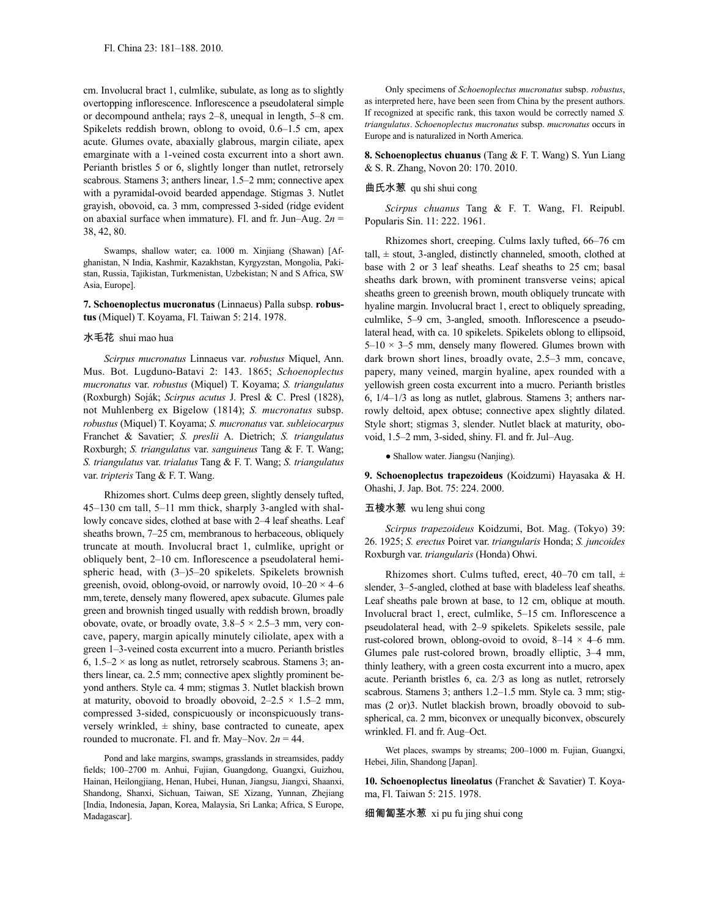cm. Involucral bract 1, culmlike, subulate, as long as to slightly overtopping inflorescence. Inflorescence a pseudolateral simple or decompound anthela; rays 2–8, unequal in length, 5–8 cm. Spikelets reddish brown, oblong to ovoid, 0.6–1.5 cm, apex acute. Glumes ovate, abaxially glabrous, margin ciliate, apex emarginate with a 1-veined costa excurrent into a short awn. Perianth bristles 5 or 6, slightly longer than nutlet, retrorsely scabrous. Stamens 3; anthers linear, 1.5–2 mm; connective apex with a pyramidal-ovoid bearded appendage. Stigmas 3. Nutlet grayish, obovoid, ca. 3 mm, compressed 3-sided (ridge evident on abaxial surface when immature). Fl. and fr. Jun–Aug. $2n$ = 38, 42, 80.

Swamps, shallow water; ca. 1000 m. Xinjiang (Shawan) [Afghanistan, N India, Kashmir, Kazakhstan, Kyrgyzstan, Mongolia, Pakistan, Russia, Tajikistan, Turkmenistan, Uzbekistan; N and S Africa, SW Asia, Europe].

**7. Schoenoplectus mucronatus** (Linnaeus) Palla subsp. **robustus** (Miquel) T. Koyama, Fl. Taiwan 5: 214. 1978.

水毛花 shui mao hua

*Scirpus mucronatus* Linnaeus var. *robustus* Miquel, Ann. Mus. Bot. Lugduno-Batavi 2: 143. 1865; *Schoenoplectus mucronatus* var. *robustus* (Miquel) T. Koyama; *S. triangulatus* (Roxburgh) Soják; *Scirpus acutus* J. Presl & C. Presl (1828), not Muhlenberg ex Bigelow (1814); *S. mucronatus* subsp. *robustus* (Miquel) T. Koyama; *S. mucronatus* var. *subleiocarpus* Franchet & Savatier; *S. preslii* A. Dietrich; *S. triangulatus* Roxburgh; *S. triangulatus* var. *sanguineus* Tang & F. T. Wang; *S. triangulatus* var. *trialatus* Tang & F. T. Wang; *S. triangulatus* var. *tripteris* Tang & F. T. Wang.

Rhizomes short. Culms deep green, slightly densely tufted, 45–130 cm tall, 5–11 mm thick, sharply 3-angled with shallowly concave sides, clothed at base with 2–4 leaf sheaths. Leaf sheaths brown, 7–25 cm, membranous to herbaceous, obliquely truncate at mouth. Involucral bract 1, culmlike, upright or obliquely bent, 2–10 cm. Inflorescence a pseudolateral hemispheric head, with (3–)5–20 spikelets. Spikelets brownish greenish, ovoid, oblong-ovoid, or narrowly ovoid, 10–20 × 4–6 mm, terete, densely many flowered, apex subacute. Glumes pale green and brownish tinged usually with reddish brown, broadly obovate, ovate, or broadly ovate, 3.8–5 × 2.5–3 mm, very concave, papery, margin apically minutely ciliolate, apex with a green 1–3-veined costa excurrent into a mucro. Perianth bristles 6, 1.5–2 × as long as nutlet, retrorsely scabrous. Stamens 3; anthers linear, ca. 2.5 mm; connective apex slightly prominent beyond anthers. Style ca. 4 mm; stigmas 3. Nutlet blackish brown at maturity, obovoid to broadly obovoid, 2–2.5 × 1.5–2 mm, compressed 3-sided, conspicuously or inconspicuously transversely wrinkled, ± shiny, base contracted to cuneate, apex rounded to mucronate. Fl. and fr. May–Nov. $2n$ = 44.

Pond and lake margins, swamps, grasslands in streamsides, paddy fields; 100–2700 m. Anhui, Fujian, Guangdong, Guangxi, Guizhou, Hainan, Heilongjiang, Henan, Hubei, Hunan, Jiangsu, Jiangxi, Shaanxi, Shandong, Shanxi, Sichuan, Taiwan, SE Xizang, Yunnan, Zhejiang [India, Indonesia, Japan, Korea, Malaysia, Sri Lanka; Africa, S Europe, Madagascar].

Only specimens of *Schoenoplectus mucronatus* subsp. *robustus*, as interpreted here, have been seen from China by the present authors. If recognized at specific rank, this taxon would be correctly named *S. triangulatus*. *Schoenoplectus mucronatus* subsp. *mucronatus* occurs in Europe and is naturalized in North America.

**8. Schoenoplectus chuanus** (Tang & F. T. Wang) S. Yun Liang & S. R. Zhang, Novon 20: 170. 2010.

曲氏水葱 qu shi shui cong

*Scirpus chuanus* Tang & F. T. Wang, Fl. Reipubl. Popularis Sin. 11: 222. 1961.

Rhizomes short, creeping. Culms laxly tufted, 66–76 cm tall, ± stout, 3-angled, distinctly channeled, smooth, clothed at base with 2 or 3 leaf sheaths. Leaf sheaths to 25 cm; basal sheaths dark brown, with prominent transverse veins; apical sheaths green to greenish brown, mouth obliquely truncate with hyaline margin. Involucral bract 1, erect to obliquely spreading, culmlike, 5–9 cm, 3-angled, smooth. Inflorescence a pseudolateral head, with ca. 10 spikelets. Spikelets oblong to ellipsoid, 5–10 × 3–5 mm, densely many flowered. Glumes brown with dark brown short lines, broadly ovate, 2.5–3 mm, concave, papery, many veined, margin hyaline, apex rounded with a yellowish green costa excurrent into a mucro. Perianth bristles 6, 1/4–1/3 as long as nutlet, glabrous. Stamens 3; anthers narrowly deltoid, apex obtuse; connective apex slightly dilated. Style short; stigmas 3, slender. Nutlet black at maturity, obovoid, 1.5–2 mm, 3-sided, shiny. Fl. and fr. Jul–Aug.

● Shallow water. Jiangsu (Nanjing).

**9. Schoenoplectus trapezoideus** (Koidzumi) Hayasaka & H. Ohashi, J. Jap. Bot. 75: 224. 2000.

五棱水葱 wu leng shui cong

*Scirpus trapezoideus* Koidzumi, Bot. Mag. (Tokyo) 39: 26. 1925; *S. erectus* Poiret var. *triangularis* Honda; *S. juncoides* Roxburgh var. *triangularis* (Honda) Ohwi.

Rhizomes short. Culms tufted, erect, 40–70 cm tall, ± slender, 3–5-angled, clothed at base with bladeless leaf sheaths. Leaf sheaths pale brown at base, to 12 cm, oblique at mouth. Involucral bract 1, erect, culmlike, 5–15 cm. Inflorescence a pseudolateral head, with 2–9 spikelets. Spikelets sessile, pale rust-colored brown, oblong-ovoid to ovoid, 8–14 × 4–6 mm. Glumes pale rust-colored brown, broadly elliptic, 3–4 mm, thinly leathery, with a green costa excurrent into a mucro, apex acute. Perianth bristles 6, ca. 2/3 as long as nutlet, retrorsely scabrous. Stamens 3; anthers 1.2–1.5 mm. Style ca. 3 mm; stigmas (2 or)3. Nutlet blackish brown, broadly obovoid to subspherical, ca. 2 mm, biconvex or unequally biconvex, obscurely wrinkled. Fl. and fr. Aug–Oct.

Wet places, swamps by streams; 200–1000 m. Fujian, Guangxi, Hebei, Jilin, Shandong [Japan].

**10. Schoenoplectus lineolatus** (Franchet & Savatier) T. Koyama, Fl. Taiwan 5: 215. 1978.

细匍匐茎水葱 xi pu fu jing shui cong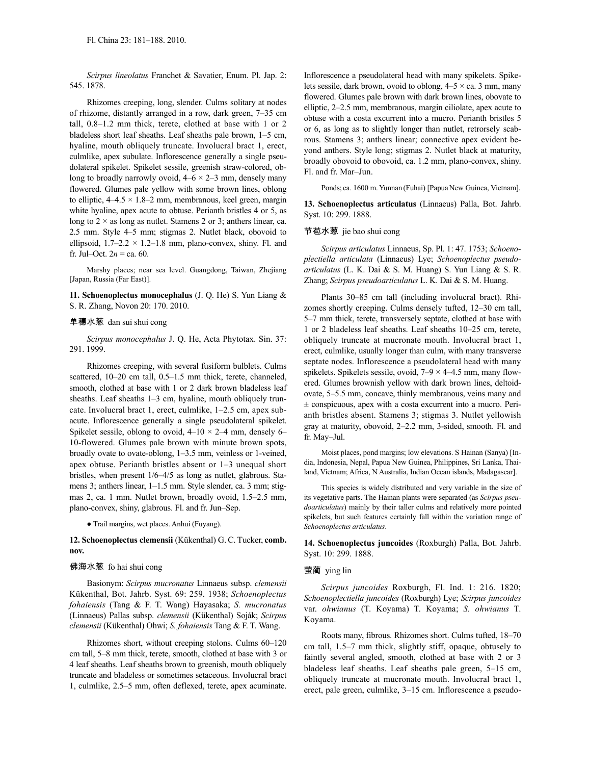*Scirpus lineolatus* Franchet & Savatier, Enum. Pl. Jap. 2: 545. 1878.

Rhizomes creeping, long, slender. Culms solitary at nodes of rhizome, distantly arranged in a row, dark green, 7–35 cm tall, 0.8–1.2 mm thick, terete, clothed at base with 1 or 2 bladeless short leaf sheaths. Leaf sheaths pale brown, 1–5 cm, hyaline, mouth obliquely truncate. Involucral bract 1, erect, culmlike, apex subulate. Inflorescence generally a single pseudolateral spikelet. Spikelet sessile, greenish straw-colored, oblong to broadly narrowly ovoid, 4–6 × 2–3 mm, densely many flowered. Glumes pale yellow with some brown lines, oblong to elliptic, 4–4.5 × 1.8–2 mm, membranous, keel green, margin white hyaline, apex acute to obtuse. Perianth bristles 4 or 5, as long to 2 × as long as nutlet. Stamens 2 or 3; anthers linear, ca. 2.5 mm. Style 4–5 mm; stigmas 2. Nutlet black, obovoid to ellipsoid, 1.7–2.2 × 1.2–1.8 mm, plano-convex, shiny. Fl. and fr. Jul–Oct. $2n$ = ca. 60.

Marshy places; near sea level. Guangdong, Taiwan, Zhejiang [Japan, Russia (Far East)].

**11. Schoenoplectus monocephalus** (J. Q. He) S. Yun Liang & S. R. Zhang, Novon 20: 170. 2010.

单穗水葱 dan sui shui cong

*Scirpus monocephalus* J. Q. He, Acta Phytotax. Sin. 37: 291. 1999.

Rhizomes creeping, with several fusiform bulblets. Culms scattered, 10–20 cm tall, 0.5–1.5 mm thick, terete, channeled, smooth, clothed at base with 1 or 2 dark brown bladeless leaf sheaths. Leaf sheaths 1–3 cm, hyaline, mouth obliquely truncate. Involucral bract 1, erect, culmlike, 1–2.5 cm, apex subacute. Inflorescence generally a single pseudolateral spikelet. Spikelet sessile, oblong to ovoid, 4–10 × 2–4 mm, densely 6–10-flowered. Glumes pale brown with minute brown spots, broadly ovate to ovate-oblong, 1–3.5 mm, veinless or 1-veined, apex obtuse. Perianth bristles absent or 1–3 unequal short bristles, when present 1/6–4/5 as long as nutlet, glabrous. Stamens 3; anthers linear, 1–1.5 mm. Style slender, ca. 3 mm; stigmas 2, ca. 1 mm. Nutlet brown, broadly ovoid, 1.5–2.5 mm, plano-convex, shiny, glabrous. Fl. and fr. Jun–Sep.

● Trail margins, wet places. Anhui (Fuyang).

**12. Schoenoplectus clemensii** (Kükenthal) G. C. Tucker, **comb. nov.**

佛海水葱 fo hai shui cong

Basionym: *Scirpus mucronatus* Linnaeus subsp. *clemensii* Kükenthal, Bot. Jahrb. Syst. 69: 259. 1938; *Schoenoplectus fohaiensis* (Tang & F. T. Wang) Hayasaka; *S. mucronatus* (Linnaeus) Pallas subsp. *clemensii* (Kükenthal) Soják; *Scirpus clemensii* (Kükenthal) Ohwi; *S. fohaiensis* Tang & F. T. Wang.

Rhizomes short, without creeping stolons. Culms 60–120 cm tall, 5–8 mm thick, terete, smooth, clothed at base with 3 or 4 leaf sheaths. Leaf sheaths brown to greenish, mouth obliquely truncate and bladeless or sometimes setaceous. Involucral bract 1, culmlike, 2.5–5 mm, often deflexed, terete, apex acuminate. Inflorescence a pseudolateral head with many spikelets. Spikelets sessile, dark brown, ovoid to oblong, 4–5 × ca. 3 mm, many flowered. Glumes pale brown with dark brown lines, obovate to elliptic, 2–2.5 mm, membranous, margin ciliolate, apex acute to obtuse with a costa excurrent into a mucro. Perianth bristles 5 or 6, as long as to slightly longer than nutlet, retrorsely scabrous. Stamens 3; anthers linear; connective apex evident beyond anthers. Style long; stigmas 2. Nutlet black at maturity, broadly obovoid to obovoid, ca. 1.2 mm, plano-convex, shiny. Fl. and fr. Mar–Jun.

Ponds; ca. 1600 m. Yunnan (Fuhai) [Papua New Guinea, Vietnam].

**13. Schoenoplectus articulatus** (Linnaeus) Palla, Bot. Jahrb. Syst. 10: 299. 1888.

节苞水葱 jie bao shui cong

*Scirpus articulatus* Linnaeus, Sp. Pl. 1: 47. 1753; *Schoenoplectiella articulata* (Linnaeus) Lye; *Schoenoplectus pseudoarticulatus* (L. K. Dai & S. M. Huang) S. Yun Liang & S. R. Zhang; *Scirpus pseudoarticulatus* L. K. Dai & S. M. Huang.

Plants 30–85 cm tall (including involucral bract). Rhizomes shortly creeping. Culms densely tufted, 12–30 cm tall, 5–7 mm thick, terete, transversely septate, clothed at base with 1 or 2 bladeless leaf sheaths. Leaf sheaths 10–25 cm, terete, obliquely truncate at mucronate mouth. Involucral bract 1, erect, culmlike, usually longer than culm, with many transverse septate nodes. Inflorescence a pseudolateral head with many spikelets. Spikelets sessile, ovoid, 7–9 × 4–4.5 mm, many flowered. Glumes brownish yellow with dark brown lines, deltoid-ovate, 5–5.5 mm, concave, thinly membranous, veins many and ± conspicuous, apex with a costa excurrent into a mucro. Perianth bristles absent. Stamens 3; stigmas 3. Nutlet yellowish gray at maturity, obovoid, 2–2.2 mm, 3-sided, smooth. Fl. and fr. May–Jul.

Moist places, pond margins; low elevations. S Hainan (Sanya) [India, Indonesia, Nepal, Papua New Guinea, Philippines, Sri Lanka, Thailand, Vietnam; Africa, N Australia, Indian Ocean islands, Madagascar].

This species is widely distributed and very variable in the size of its vegetative parts. The Hainan plants were separated (as *Scirpus pseudoarticulatus*) mainly by their taller culms and relatively more pointed spikelets, but such features certainly fall within the variation range of *Schoenoplectus articulatus*.

**14. Schoenoplectus juncoides** (Roxburgh) Palla, Bot. Jahrb. Syst. 10: 299. 1888.

萤蔺 ying lin

*Scirpus juncoides* Roxburgh, Fl. Ind. 1: 216. 1820; *Schoenoplectiella juncoides* (Roxburgh) Lye; *Scirpus juncoides* var. *ohwianus* (T. Koyama) T. Koyama; *S. ohwianus* T. Koyama.

Roots many, fibrous. Rhizomes short. Culms tufted, 18–70 cm tall, 1.5–7 mm thick, slightly stiff, opaque, obtusely to faintly several angled, smooth, clothed at base with 2 or 3 bladeless leaf sheaths. Leaf sheaths pale green, 5–15 cm, obliquely truncate at mucronate mouth. Involucral bract 1, erect, pale green, culmlike, 3–15 cm. Inflorescence a pseudo-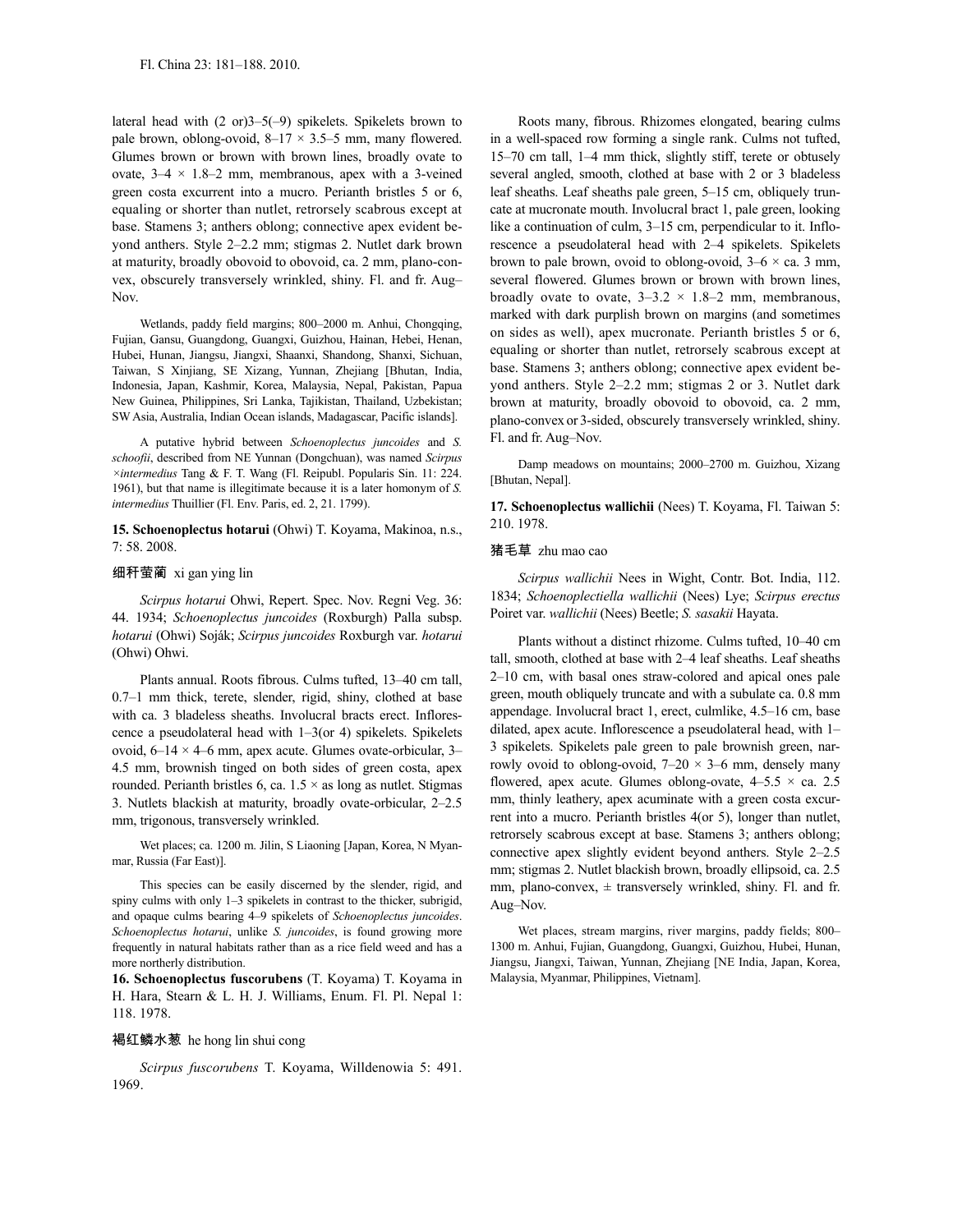lateral head with (2 or)3–5(–9) spikelets. Spikelets brown to pale brown, oblong-ovoid, 8–17 × 3.5–5 mm, many flowered. Glumes brown or brown with brown lines, broadly ovate to ovate, 3–4 × 1.8–2 mm, membranous, apex with a 3-veined green costa excurrent into a mucro. Perianth bristles 5 or 6, equaling or shorter than nutlet, retrorsely scabrous except at base. Stamens 3; anthers oblong; connective apex evident beyond anthers. Style 2–2.2 mm; stigmas 2. Nutlet dark brown at maturity, broadly obovoid to obovoid, ca. 2 mm, plano-convex, obscurely transversely wrinkled, shiny. Fl. and fr. Aug–Nov.

Wetlands, paddy field margins; 800–2000 m. Anhui, Chongqing, Fujian, Gansu, Guangdong, Guangxi, Guizhou, Hainan, Hebei, Henan, Hubei, Hunan, Jiangsu, Jiangxi, Shaanxi, Shandong, Shanxi, Sichuan, Taiwan, S Xinjiang, SE Xizang, Yunnan, Zhejiang [Bhutan, India, Indonesia, Japan, Kashmir, Korea, Malaysia, Nepal, Pakistan, Papua New Guinea, Philippines, Sri Lanka, Tajikistan, Thailand, Uzbekistan; SW Asia, Australia, Indian Ocean islands, Madagascar, Pacific islands].

A putative hybrid between *Schoenoplectus juncoides* and *S. schoofii*, described from NE Yunnan (Dongchuan), was named *Scirpus ×intermedius* Tang & F. T. Wang (Fl. Reipubl. Popularis Sin. 11: 224. 1961), but that name is illegitimate because it is a later homonym of *S. intermedius* Thuillier (Fl. Env. Paris, ed. 2, 21. 1799).

**15. Schoenoplectus hotarui** (Ohwi) T. Koyama, Makinoa, n.s., 7: 58. 2008.

细秆萤蔺 xi gan ying lin

*Scirpus hotarui* Ohwi, Repert. Spec. Nov. Regni Veg. 36: 44. 1934; *Schoenoplectus juncoides* (Roxburgh) Palla subsp. *hotarui* (Ohwi) Soják; *Scirpus juncoides* Roxburgh var. *hotarui* (Ohwi) Ohwi.

Plants annual. Roots fibrous. Culms tufted, 13–40 cm tall, 0.7–1 mm thick, terete, slender, rigid, shiny, clothed at base with ca. 3 bladeless sheaths. Involucral bracts erect. Inflorescence a pseudolateral head with 1–3(or 4) spikelets. Spikelets ovoid, 6–14 × 4–6 mm, apex acute. Glumes ovate-orbicular, 3–4.5 mm, brownish tinged on both sides of green costa, apex rounded. Perianth bristles 6, ca. 1.5 × as long as nutlet. Stigmas 3. Nutlets blackish at maturity, broadly ovate-orbicular, 2–2.5 mm, trigonous, transversely wrinkled.

Wet places; ca. 1200 m. Jilin, S Liaoning [Japan, Korea, N Myanmar, Russia (Far East)].

This species can be easily discerned by the slender, rigid, and spiny culms with only 1–3 spikelets in contrast to the thicker, subrigid, and opaque culms bearing 4–9 spikelets of *Schoenoplectus juncoides*. *Schoenoplectus hotarui*, unlike *S. juncoides*, is found growing more frequently in natural habitats rather than as a rice field weed and has a more northerly distribution.

**16. Schoenoplectus fuscorubens** (T. Koyama) T. Koyama in H. Hara, Stearn & L. H. J. Williams, Enum. Fl. Pl. Nepal 1: 118. 1978.

褐红鳞水葱 he hong lin shui cong

*Scirpus fuscorubens* T. Koyama, Willdenowia 5: 491. 1969.

Roots many, fibrous. Rhizomes elongated, bearing culms in a well-spaced row forming a single rank. Culms not tufted, 15–70 cm tall, 1–4 mm thick, slightly stiff, terete or obtusely several angled, smooth, clothed at base with 2 or 3 bladeless leaf sheaths. Leaf sheaths pale green, 5–15 cm, obliquely truncate at mucronate mouth. Involucral bract 1, pale green, looking like a continuation of culm, 3–15 cm, perpendicular to it. Inflorescence a pseudolateral head with 2–4 spikelets. Spikelets brown to pale brown, ovoid to oblong-ovoid, 3–6 × ca. 3 mm, several flowered. Glumes brown or brown with brown lines, broadly ovate to ovate, 3–3.2 × 1.8–2 mm, membranous, marked with dark purplish brown on margins (and sometimes on sides as well), apex mucronate. Perianth bristles 5 or 6, equaling or shorter than nutlet, retrorsely scabrous except at base. Stamens 3; anthers oblong; connective apex evident beyond anthers. Style 2–2.2 mm; stigmas 2 or 3. Nutlet dark brown at maturity, broadly obovoid to obovoid, ca. 2 mm, plano-convex or 3-sided, obscurely transversely wrinkled, shiny. Fl. and fr. Aug–Nov.

Damp meadows on mountains; 2000–2700 m. Guizhou, Xizang [Bhutan, Nepal].

**17. Schoenoplectus wallichii** (Nees) T. Koyama, Fl. Taiwan 5: 210. 1978.

猪毛草 zhu mao cao

*Scirpus wallichii* Nees in Wight, Contr. Bot. India, 112. 1834; *Schoenoplectiella wallichii* (Nees) Lye; *Scirpus erectus* Poiret var. *wallichii* (Nees) Beetle; *S. sasakii* Hayata.

Plants without a distinct rhizome. Culms tufted, 10–40 cm tall, smooth, clothed at base with 2–4 leaf sheaths. Leaf sheaths 2–10 cm, with basal ones straw-colored and apical ones pale green, mouth obliquely truncate and with a subulate ca. 0.8 mm appendage. Involucral bract 1, erect, culmlike, 4.5–16 cm, base dilated, apex acute. Inflorescence a pseudolateral head, with 1–3 spikelets. Spikelets pale green to pale brownish green, narrowly ovoid to oblong-ovoid, 7–20 × 3–6 mm, densely many flowered, apex acute. Glumes oblong-ovate, 4–5.5 × ca. 2.5 mm, thinly leathery, apex acuminate with a green costa excurrent into a mucro. Perianth bristles 4(or 5), longer than nutlet, retrorsely scabrous except at base. Stamens 3; anthers oblong; connective apex slightly evident beyond anthers. Style 2–2.5 mm; stigmas 2. Nutlet blackish brown, broadly ellipsoid, ca. 2.5 mm, plano-convex, ± transversely wrinkled, shiny. Fl. and fr. Aug–Nov.

Wet places, stream margins, river margins, paddy fields; 800–1300 m. Anhui, Fujian, Guangdong, Guangxi, Guizhou, Hubei, Hunan, Jiangsu, Jiangxi, Taiwan, Yunnan, Zhejiang [NE India, Japan, Korea, Malaysia, Myanmar, Philippines, Vietnam].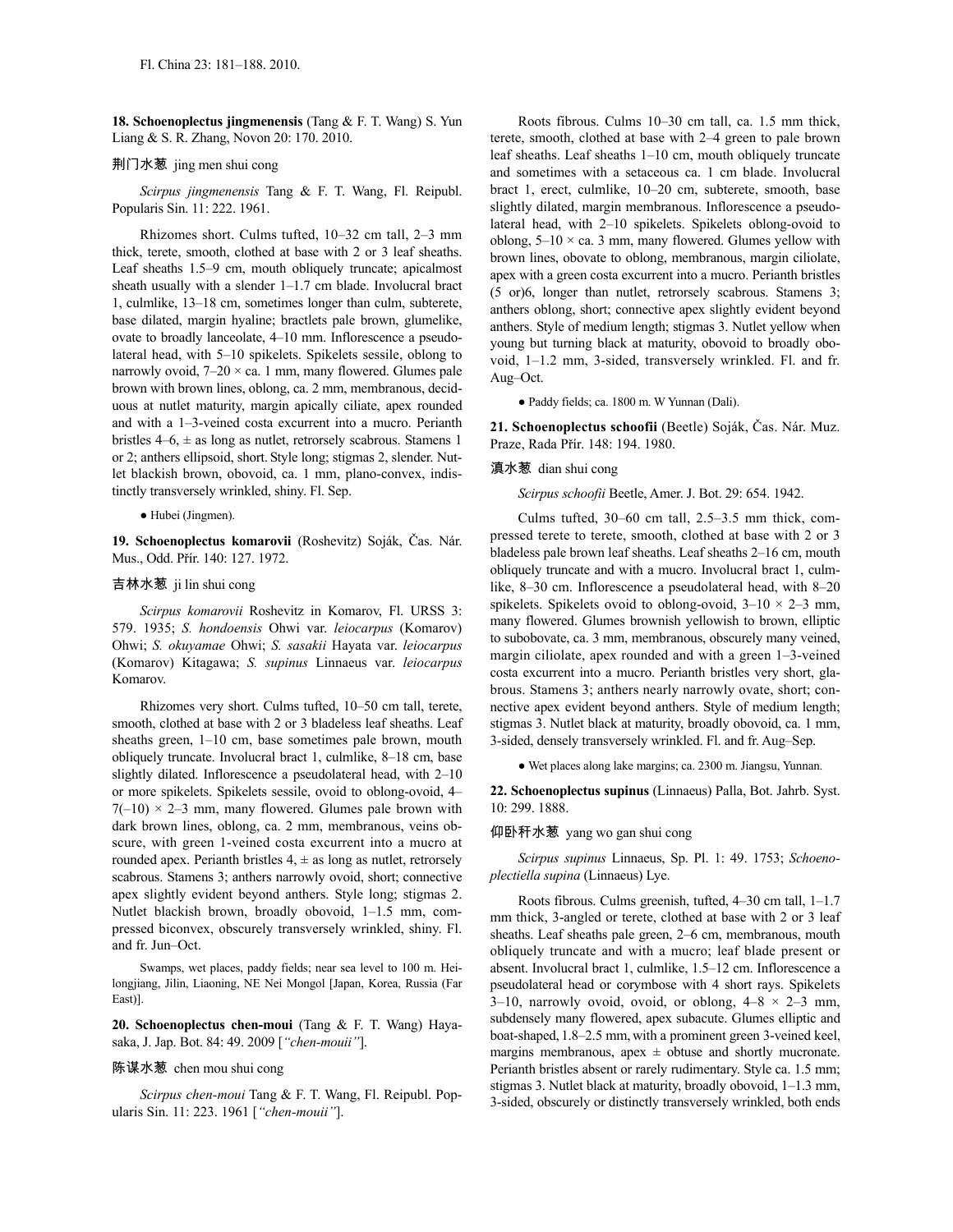**18. Schoenoplectus jingmenensis** (Tang & F. T. Wang) S. Yun Liang & S. R. Zhang, Novon 20: 170. 2010.

荆门水葱 jing men shui cong

*Scirpus jingmenensis* Tang & F. T. Wang, Fl. Reipubl. Popularis Sin. 11: 222. 1961.

Rhizomes short. Culms tufted, 10–32 cm tall, 2–3 mm thick, terete, smooth, clothed at base with 2 or 3 leaf sheaths. Leaf sheaths 1.5–9 cm, mouth obliquely truncate; apicalmost sheath usually with a slender 1–1.7 cm blade. Involucral bract 1, culmlike, 13–18 cm, sometimes longer than culm, subterete, base dilated, margin hyaline; bractlets pale brown, glumelike, ovate to broadly lanceolate, 4–10 mm. Inflorescence a pseudolateral head, with 5–10 spikelets. Spikelets sessile, oblong to narrowly ovoid, 7–20 × ca. 1 mm, many flowered. Glumes pale brown with brown lines, oblong, ca. 2 mm, membranous, deciduous at nutlet maturity, margin apically ciliate, apex rounded and with a 1–3-veined costa excurrent into a mucro. Perianth bristles 4–6, ± as long as nutlet, retrorsely scabrous. Stamens 1 or 2; anthers ellipsoid, short. Style long; stigmas 2, slender. Nutlet blackish brown, obovoid, ca. 1 mm, plano-convex, indistinctly transversely wrinkled, shiny. Fl. Sep.

● Hubei (Jingmen).

**19. Schoenoplectus komarovii** (Roshevitz) Soják, Čas. Nár. Mus., Odd. Přír. 140: 127. 1972.

吉林水葱 ji lin shui cong

*Scirpus komarovii* Roshevitz in Komarov, Fl. URSS 3: 579. 1935; *S. hondoensis* Ohwi var. *leiocarpus* (Komarov) Ohwi; *S. okuyamae* Ohwi; *S. sasakii* Hayata var. *leiocarpus* (Komarov) Kitagawa; *S. supinus* Linnaeus var. *leiocarpus* Komarov.

Rhizomes very short. Culms tufted, 10–50 cm tall, terete, smooth, clothed at base with 2 or 3 bladeless leaf sheaths. Leaf sheaths green, 1–10 cm, base sometimes pale brown, mouth obliquely truncate. Involucral bract 1, culmlike, 8–18 cm, base slightly dilated. Inflorescence a pseudolateral head, with 2–10 or more spikelets. Spikelets sessile, ovoid to oblong-ovoid, 4–7(–10) × 2–3 mm, many flowered. Glumes pale brown with dark brown lines, oblong, ca. 2 mm, membranous, veins obscure, with green 1-veined costa excurrent into a mucro at rounded apex. Perianth bristles 4, ± as long as nutlet, retrorsely scabrous. Stamens 3; anthers narrowly ovoid, short; connective apex slightly evident beyond anthers. Style long; stigmas 2. Nutlet blackish brown, broadly obovoid, 1–1.5 mm, compressed biconvex, obscurely transversely wrinkled, shiny. Fl. and fr. Jun–Oct.

Swamps, wet places, paddy fields; near sea level to 100 m. Heilongjiang, Jilin, Liaoning, NE Nei Mongol [Japan, Korea, Russia (Far East)].

**20. Schoenoplectus chen-moui** (Tang & F. T. Wang) Hayasaka, J. Jap. Bot. 84: 49. 2009 [*"chen-mouii"*].

陈谋水葱 chen mou shui cong

*Scirpus chen-moui* Tang & F. T. Wang, Fl. Reipubl. Popularis Sin. 11: 223. 1961 [*"chen-mouii"*].

Roots fibrous. Culms 10–30 cm tall, ca. 1.5 mm thick, terete, smooth, clothed at base with 2–4 green to pale brown leaf sheaths. Leaf sheaths 1–10 cm, mouth obliquely truncate and sometimes with a setaceous ca. 1 cm blade. Involucral bract 1, erect, culmlike, 10–20 cm, subterete, smooth, base slightly dilated, margin membranous. Inflorescence a pseudolateral head, with 2–10 spikelets. Spikelets oblong-ovoid to oblong, 5–10 × ca. 3 mm, many flowered. Glumes yellow with brown lines, obovate to oblong, membranous, margin ciliolate, apex with a green costa excurrent into a mucro. Perianth bristles (5 or)6, longer than nutlet, retrorsely scabrous. Stamens 3; anthers oblong, short; connective apex slightly evident beyond anthers. Style of medium length; stigmas 3. Nutlet yellow when young but turning black at maturity, obovoid to broadly obovoid, 1–1.2 mm, 3-sided, transversely wrinkled. Fl. and fr. Aug–Oct.

● Paddy fields; ca. 1800 m. W Yunnan (Dali).

**21. Schoenoplectus schoofii** (Beetle) Soják, Čas. Nár. Muz. Praze, Rada Přír. 148: 194. 1980.

滇水葱 dian shui cong

*Scirpus schoofii* Beetle, Amer. J. Bot. 29: 654. 1942.

Culms tufted, 30–60 cm tall, 2.5–3.5 mm thick, compressed terete to terete, smooth, clothed at base with 2 or 3 bladeless pale brown leaf sheaths. Leaf sheaths 2–16 cm, mouth obliquely truncate and with a mucro. Involucral bract 1, culmlike, 8–30 cm. Inflorescence a pseudolateral head, with 8–20 spikelets. Spikelets ovoid to oblong-ovoid, 3–10 × 2–3 mm, many flowered. Glumes brownish yellowish to brown, elliptic to subobovate, ca. 3 mm, membranous, obscurely many veined, margin ciliolate, apex rounded and with a green 1–3-veined costa excurrent into a mucro. Perianth bristles very short, glabrous. Stamens 3; anthers nearly narrowly ovate, short; connective apex evident beyond anthers. Style of medium length; stigmas 3. Nutlet black at maturity, broadly obovoid, ca. 1 mm, 3-sided, densely transversely wrinkled. Fl. and fr. Aug–Sep.

● Wet places along lake margins; ca. 2300 m. Jiangsu, Yunnan.

**22. Schoenoplectus supinus** (Linnaeus) Palla, Bot. Jahrb. Syst. 10: 299. 1888.

仰卧秆水葱 yang wo gan shui cong

*Scirpus supinus* Linnaeus, Sp. Pl. 1: 49. 1753; *Schoenoplectiella supina* (Linnaeus) Lye.

Roots fibrous. Culms greenish, tufted, 4–30 cm tall, 1–1.7 mm thick, 3-angled or terete, clothed at base with 2 or 3 leaf sheaths. Leaf sheaths pale green, 2–6 cm, membranous, mouth obliquely truncate and with a mucro; leaf blade present or absent. Involucral bract 1, culmlike, 1.5–12 cm. Inflorescence a pseudolateral head or corymbose with 4 short rays. Spikelets 3–10, narrowly ovoid, ovoid, or oblong, 4–8 × 2–3 mm, subdensely many flowered, apex subacute. Glumes elliptic and boat-shaped, 1.8–2.5 mm, with a prominent green 3-veined keel, margins membranous, apex ± obtuse and shortly mucronate. Perianth bristles absent or rarely rudimentary. Style ca. 1.5 mm; stigmas 3. Nutlet black at maturity, broadly obovoid, 1–1.3 mm, 3-sided, obscurely or distinctly transversely wrinkled, both ends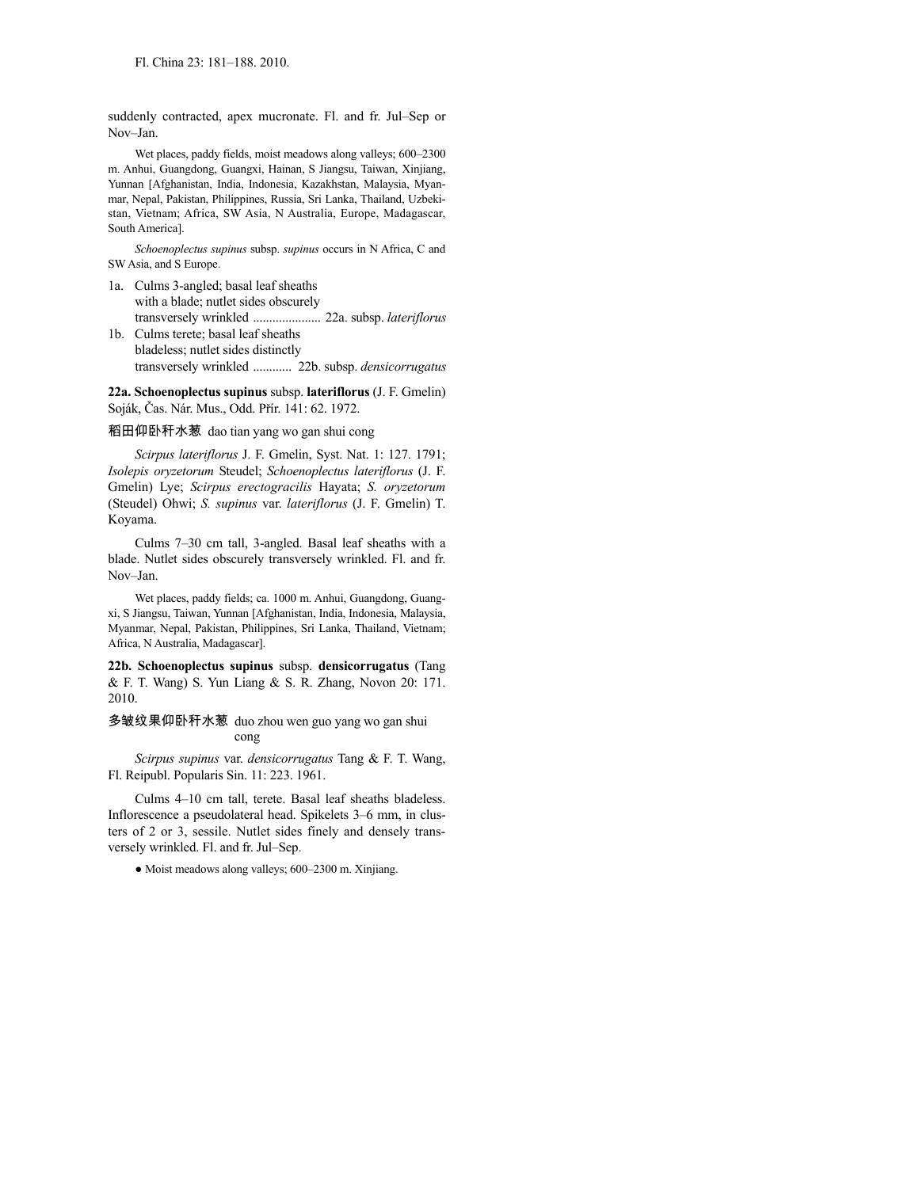suddenly contracted, apex mucronate. Fl. and fr. Jul–Sep or Nov–Jan.

Wet places, paddy fields, moist meadows along valleys; 600–2300 m. Anhui, Guangdong, Guangxi, Hainan, S Jiangsu, Taiwan, Xinjiang, Yunnan [Afghanistan, India, Indonesia, Kazakhstan, Malaysia, Myanmar, Nepal, Pakistan, Philippines, Russia, Sri Lanka, Thailand, Uzbekistan, Vietnam; Africa, SW Asia, N Australia, Europe, Madagascar, South America].

*Schoenoplectus supinus* subsp. *supinus* occurs in N Africa, C and SW Asia, and S Europe.

1a. Culms 3-angled; basal leaf sheaths with a blade; nutlet sides obscurely transversely wrinkled ..................... 22a. subsp. *lateriflorus*
1b. Culms terete; basal leaf sheaths bladeless; nutlet sides distinctly transversely wrinkled ............ 22b. subsp. *densicorrugatus*

**22a. Schoenoplectus supinus** subsp. **lateriflorus** (J. F. Gmelin) Soják, Čas. Nár. Mus., Odd. Přír. 141: 62. 1972.

稻田仰卧秆水葱 dao tian yang wo gan shui cong

*Scirpus lateriflorus* J. F. Gmelin, Syst. Nat. 1: 127. 1791; *Isolepis oryzetorum* Steudel; *Schoenoplectus lateriflorus* (J. F. Gmelin) Lye; *Scirpus erectogracilis* Hayata; *S. oryzetorum* (Steudel) Ohwi; *S. supinus* var. *lateriflorus* (J. F. Gmelin) T. Koyama.

Culms 7–30 cm tall, 3-angled. Basal leaf sheaths with a blade. Nutlet sides obscurely transversely wrinkled. Fl. and fr. Nov–Jan.

Wet places, paddy fields; ca. 1000 m. Anhui, Guangdong, Guangxi, S Jiangsu, Taiwan, Yunnan [Afghanistan, India, Indonesia, Malaysia, Myanmar, Nepal, Pakistan, Philippines, Sri Lanka, Thailand, Vietnam; Africa, N Australia, Madagascar].

**22b. Schoenoplectus supinus** subsp. **densicorrugatus** (Tang & F. T. Wang) S. Yun Liang & S. R. Zhang, Novon 20: 171. 2010.

多皱纹果仰卧秆水葱 duo zhou wen guo yang wo gan shui cong

*Scirpus supinus* var. *densicorrugatus* Tang & F. T. Wang, Fl. Reipubl. Popularis Sin. 11: 223. 1961.

Culms 4–10 cm tall, terete. Basal leaf sheaths bladeless. Inflorescence a pseudolateral head. Spikelets 3–6 mm, in clusters of 2 or 3, sessile. Nutlet sides finely and densely transversely wrinkled. Fl. and fr. Jul–Sep.

● Moist meadows along valleys; 600–2300 m. Xinjiang.